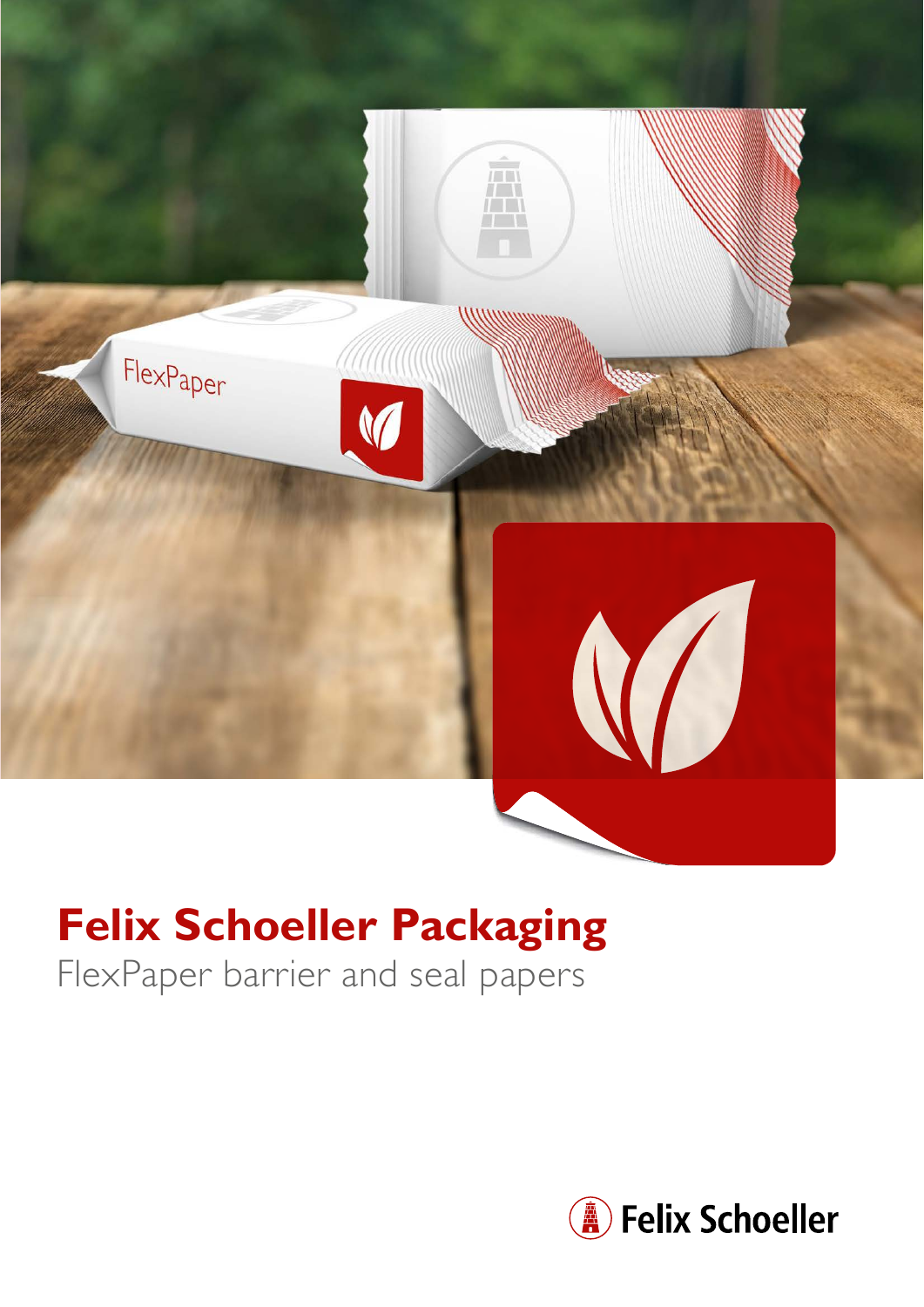# Felix Schoeller Packaging

FlexPaper barrier and seal papers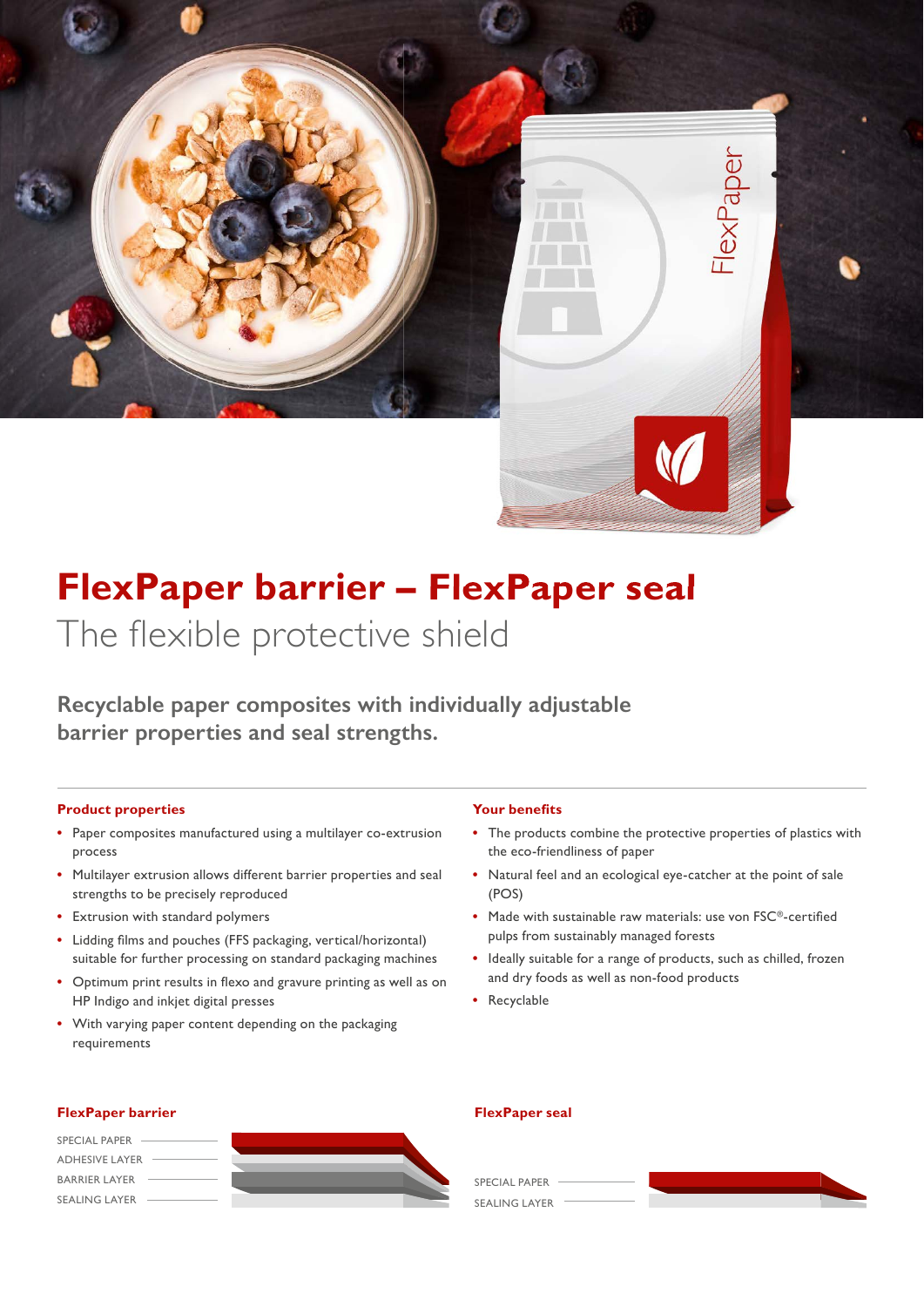# FlexPaper barrier – FlexPaper seal

## The flexible protective shield

**Recyclable paper composites with individually adjustable barrier properties and seal strengths.**

### Product properties

- Paper composites manufactured using a multilayer co-extrusion process
- Multilayer extrusion allows different barrier properties and seal strengths to be precisely reproduced
- Extrusion with standard polymers
- Lidding films and pouches (FFS packaging, vertical/horizontal) suitable for further processing on standard packaging machines
- Optimum print results in flexo and gravure printing as well as on HP Indigo and inkjet digital presses
- With varying paper content depending on the packaging requirements

### Your benefits

- The products combine the protective properties of plastics with the eco-friendliness of paper
- Natural feel and an ecological eye-catcher at the point of sale (POS)
- Made with sustainable raw materials: use von FSC®-certified pulps from sustainably managed forests
- Ideally suitable for a range of products, such as chilled, frozen and dry foods as well as non-food products
- Recyclable

### FlexPaper barrier

SPECIAL PAPER
ADHESIVE LAYER
BARRIER LAYER
SEALING LAYER

### FlexPaper seal

SPECIAL PAPER
SEALING LAYER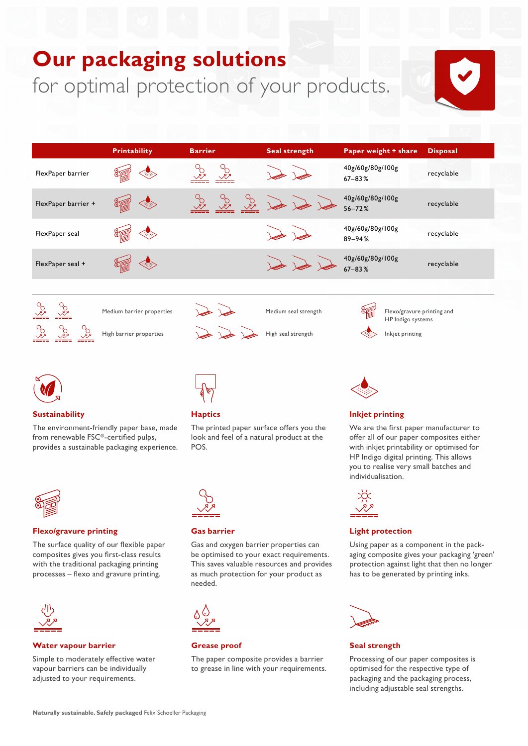# Our packaging solutions

for optimal protection of your products.

| | Printability | Barrier | Seal strength | Paper weight + share | Disposal |
|---|---|---|---|---|---|
| FlexPaper barrier | | | | 40g/60g/80g/100g 67–83 % | recyclable |
| FlexPaper barrier + | | | | 40g/60g/80g/100g 56–72 % | recyclable |
| FlexPaper seal | | | | 40g/60g/80g/100g 89–94 % | recyclable |
| FlexPaper seal + | | | | 40g/60g/80g/100g 67–83 % | recyclable |

Medium barrier properties

High barrier properties

Medium seal strength

High seal strength

Flexo/gravure printing and HP Indigo systems

Inkjet printing

### Sustainability

The environment-friendly paper base, made from renewable FSC®-certified pulps, provides a sustainable packaging experience.

### Haptics

The printed paper surface offers you the look and feel of a natural product at the POS.

### Inkjet printing

We are the first paper manufacturer to offer all of our paper composites either with inkjet printability or optimised for HP Indigo digital printing. This allows you to realise very small batches and individualisation.

### Flexo/gravure printing

The surface quality of our flexible paper composites gives you first-class results with the traditional packaging printing processes – flexo and gravure printing.

### Gas barrier

Gas and oxygen barrier properties can be optimised to your exact requirements. This saves valuable resources and provides as much protection for your product as needed.

### Light protection

Using paper as a component in the packaging composite gives your packaging 'green' protection against light that then no longer has to be generated by printing inks.

### Water vapour barrier

Simple to moderately effective water vapour barriers can be individually adjusted to your requirements.

### Grease proof

The paper composite provides a barrier to grease in line with your requirements.

### Seal strength

Processing of our paper composites is optimised for the respective type of packaging and the packaging process, including adjustable seal strengths.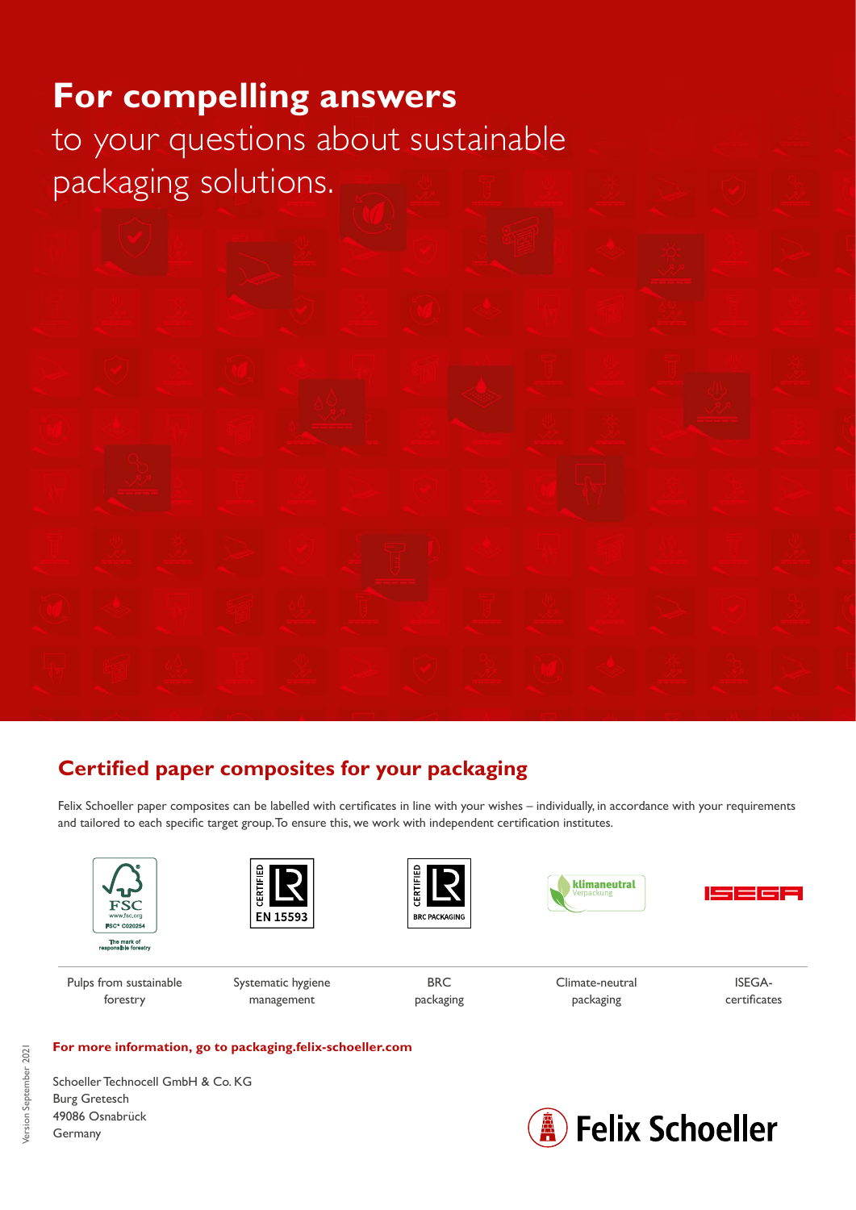# **For compelling answers**

to your questions about sustainable packaging solutions.

## Certified paper composites for your packaging

Felix Schoeller paper composites can be labelled with certificates in line with your wishes – individually, in accordance with your requirements and tailored to each specific target group. To ensure this, we work with independent certification institutes.

| Pulps from sustainable forestry | Systematic hygiene management | BRC packaging | Climate-neutral packaging | ISEGA-certificates |
|---|---|---|---|---|

**For more information, go to packaging.felix-schoeller.com**

Schoeller Technocell GmbH & Co. KG
Burg Gretesch
49086 Osnabrück
Germany

Version September 2021